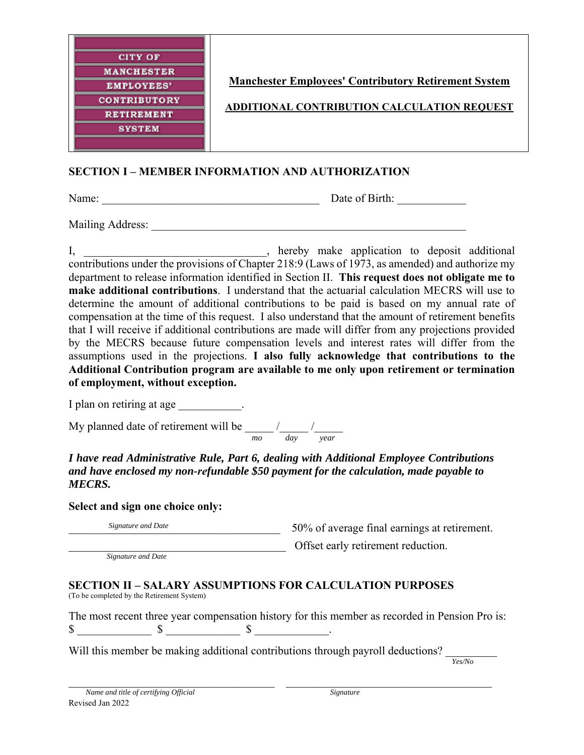CITY OF MANCHESTER EMPLOYEES' CONTRIBUTORY RETIREMENT SYSTEM

# Manchester Employees' Contributory Retirement System

## ADDITIONAL CONTRIBUTION CALCULATION REQUEST

## SECTION I – MEMBER INFORMATION AND AUTHORIZATION

Name: ______________________________________ Date of Birth: ____________

Mailing Address: _______________________________________________________

I, ________________________________, hereby make application to deposit additional contributions under the provisions of Chapter 218:9 (Laws of 1973, as amended) and authorize my department to release information identified in Section II. **This request does not obligate me to make additional contributions**. I understand that the actuarial calculation MECRS will use to determine the amount of additional contributions to be paid is based on my annual rate of compensation at the time of this request. I also understand that the amount of retirement benefits that I will receive if additional contributions are made will differ from any projections provided by the MECRS because future compensation levels and interest rates will differ from the assumptions used in the projections. **I also fully acknowledge that contributions to the Additional Contribution program are available to me only upon retirement or termination of employment, without exception.**

I plan on retiring at age ___________.

My planned date of retirement will be _____ /_____ /_____
*mo day year*

***I have read Administrative Rule, Part 6, dealing with Additional Employee Contributions and have enclosed my non-refundable $50 payment for the calculation, made payable to MECRS.***

**Select and sign one choice only:**

________________________________________ 50% of average final earnings at retirement.
*Signature and Date*

________________________________________ Offset early retirement reduction.
*Signature and Date*

## SECTION II – SALARY ASSUMPTIONS FOR CALCULATION PURPOSES

(To be completed by the Retirement System)

The most recent three year compensation history for this member as recorded in Pension Pro is:
$ _____________ $ _____________ $ _____________.

Will this member be making additional contributions through payroll deductions? _________
*Yes/No*

________________________________________ ________________________________________
*Name and title of certifying Official* *Signature*

Revised Jan 2022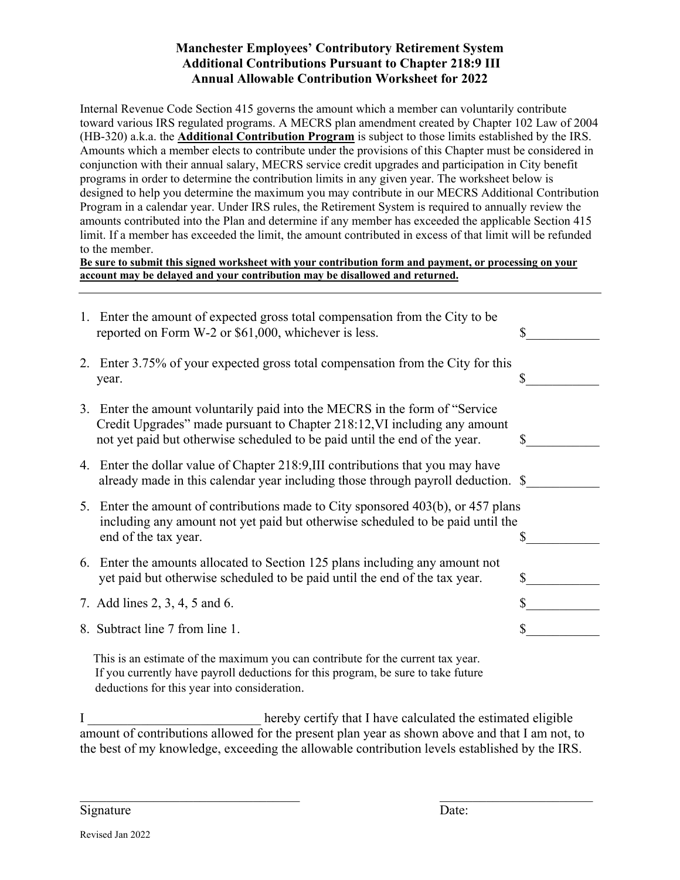# Manchester Employees' Contributory Retirement System
## Additional Contributions Pursuant to Chapter 218:9 III
## Annual Allowable Contribution Worksheet for 2022

Internal Revenue Code Section 415 governs the amount which a member can voluntarily contribute toward various IRS regulated programs. A MECRS plan amendment created by Chapter 102 Law of 2004 (HB-320) a.k.a. the **Additional Contribution Program** is subject to those limits established by the IRS. Amounts which a member elects to contribute under the provisions of this Chapter must be considered in conjunction with their annual salary, MECRS service credit upgrades and participation in City benefit programs in order to determine the contribution limits in any given year. The worksheet below is designed to help you determine the maximum you may contribute in our MECRS Additional Contribution Program in a calendar year. Under IRS rules, the Retirement System is required to annually review the amounts contributed into the Plan and determine if any member has exceeded the applicable Section 415 limit. If a member has exceeded the limit, the amount contributed in excess of that limit will be refunded to the member.

**Be sure to submit this signed worksheet with your contribution form and payment, or processing on your account may be delayed and your contribution may be disallowed and returned.**

---

1. Enter the amount of expected gross total compensation from the City to be reported on Form W-2 or $61,000, whichever is less. $___________
2. Enter 3.75% of your expected gross total compensation from the City for this year. $___________
3. Enter the amount voluntarily paid into the MECRS in the form of "Service Credit Upgrades" made pursuant to Chapter 218:12,VI including any amount not yet paid but otherwise scheduled to be paid until the end of the year. $___________
4. Enter the dollar value of Chapter 218:9,III contributions that you may have already made in this calendar year including those through payroll deduction. $___________
5. Enter the amount of contributions made to City sponsored 403(b), or 457 plans including any amount not yet paid but otherwise scheduled to be paid until the end of the tax year. $___________
6. Enter the amounts allocated to Section 125 plans including any amount not yet paid but otherwise scheduled to be paid until the end of the tax year. $___________
7. Add lines 2, 3, 4, 5 and 6. $___________
8. Subtract line 7 from line 1. $___________

This is an estimate of the maximum you can contribute for the current tax year. If you currently have payroll deductions for this program, be sure to take future deductions for this year into consideration.

I _________________________ hereby certify that I have calculated the estimated eligible amount of contributions allowed for the present plan year as shown above and that I am not, to the best of my knowledge, exceeding the allowable contribution levels established by the IRS.

_________________________________ &nbsp;&nbsp;&nbsp;&nbsp;&nbsp;&nbsp;&nbsp;&nbsp; _______________________

Signature &nbsp;&nbsp;&nbsp;&nbsp;&nbsp;&nbsp;&nbsp;&nbsp;&nbsp;&nbsp;&nbsp;&nbsp;&nbsp;&nbsp;&nbsp;&nbsp;&nbsp;&nbsp;&nbsp;&nbsp;&nbsp;&nbsp;&nbsp;&nbsp;&nbsp;&nbsp;&nbsp;&nbsp;&nbsp;&nbsp;&nbsp;&nbsp;&nbsp;&nbsp;&nbsp;&nbsp; Date:

Revised Jan 2022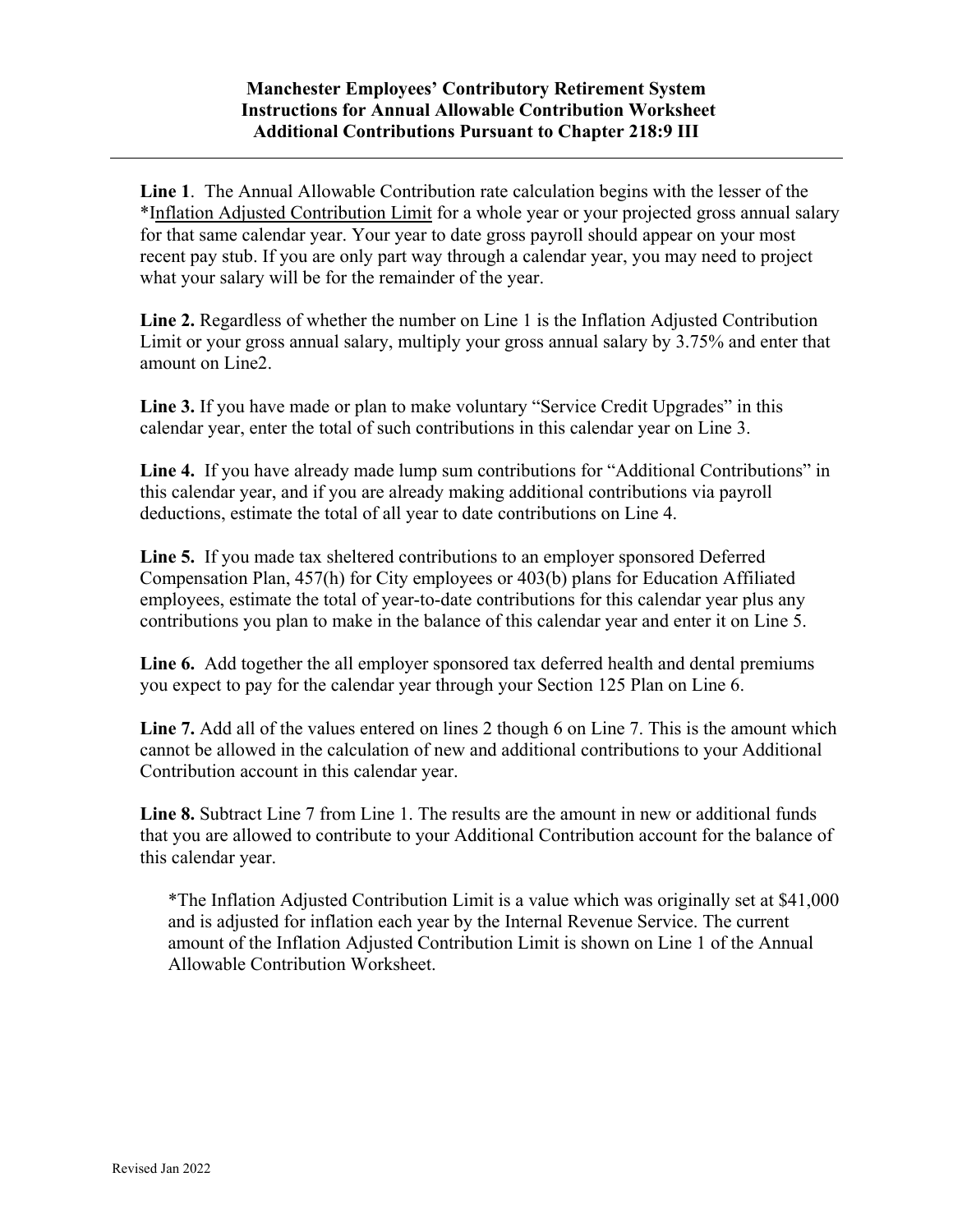# Manchester Employees' Contributory Retirement System
## Instructions for Annual Allowable Contribution Worksheet
## Additional Contributions Pursuant to Chapter 218:9 III

---

**Line 1**. The Annual Allowable Contribution rate calculation begins with the lesser of the *Inflation Adjusted Contribution Limit for a whole year or your projected gross annual salary for that same calendar year. Your year to date gross payroll should appear on your most recent pay stub. If you are only part way through a calendar year, you may need to project what your salary will be for the remainder of the year.

**Line 2.** Regardless of whether the number on Line 1 is the Inflation Adjusted Contribution Limit or your gross annual salary, multiply your gross annual salary by 3.75% and enter that amount on Line2.

**Line 3.** If you have made or plan to make voluntary "Service Credit Upgrades" in this calendar year, enter the total of such contributions in this calendar year on Line 3.

**Line 4.** If you have already made lump sum contributions for "Additional Contributions" in this calendar year, and if you are already making additional contributions via payroll deductions, estimate the total of all year to date contributions on Line 4.

**Line 5.** If you made tax sheltered contributions to an employer sponsored Deferred Compensation Plan, 457(h) for City employees or 403(b) plans for Education Affiliated employees, estimate the total of year-to-date contributions for this calendar year plus any contributions you plan to make in the balance of this calendar year and enter it on Line 5.

**Line 6.** Add together the all employer sponsored tax deferred health and dental premiums you expect to pay for the calendar year through your Section 125 Plan on Line 6.

**Line 7.** Add all of the values entered on lines 2 though 6 on Line 7. This is the amount which cannot be allowed in the calculation of new and additional contributions to your Additional Contribution account in this calendar year.

**Line 8.** Subtract Line 7 from Line 1. The results are the amount in new or additional funds that you are allowed to contribute to your Additional Contribution account for the balance of this calendar year.

*The Inflation Adjusted Contribution Limit is a value which was originally set at $41,000 and is adjusted for inflation each year by the Internal Revenue Service. The current amount of the Inflation Adjusted Contribution Limit is shown on Line 1 of the Annual Allowable Contribution Worksheet.

Revised Jan 2022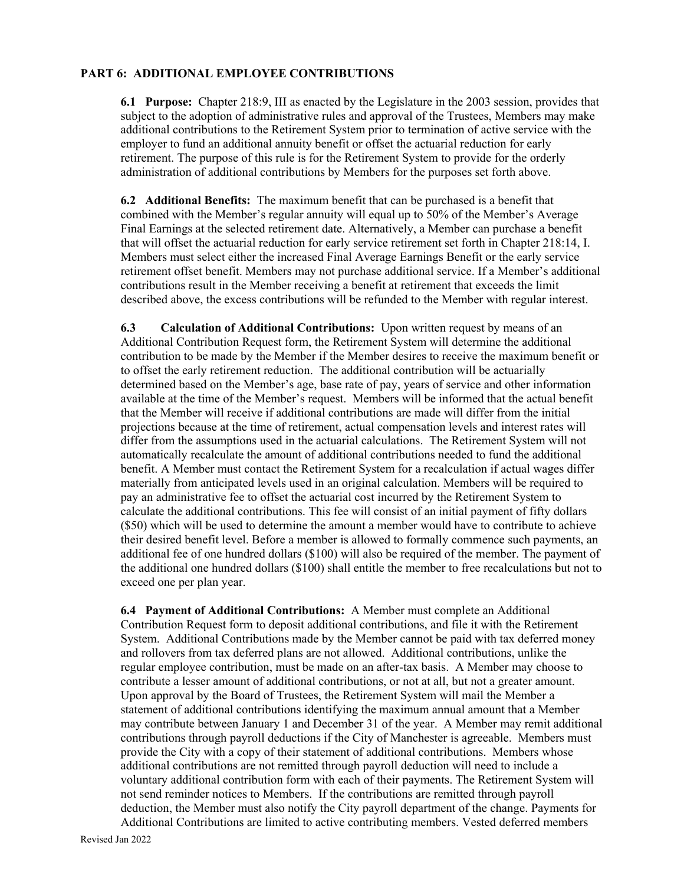## PART 6: ADDITIONAL EMPLOYEE CONTRIBUTIONS

**6.1 Purpose:** Chapter 218:9, III as enacted by the Legislature in the 2003 session, provides that subject to the adoption of administrative rules and approval of the Trustees, Members may make additional contributions to the Retirement System prior to termination of active service with the employer to fund an additional annuity benefit or offset the actuarial reduction for early retirement. The purpose of this rule is for the Retirement System to provide for the orderly administration of additional contributions by Members for the purposes set forth above.

**6.2 Additional Benefits:** The maximum benefit that can be purchased is a benefit that combined with the Member's regular annuity will equal up to 50% of the Member's Average Final Earnings at the selected retirement date. Alternatively, a Member can purchase a benefit that will offset the actuarial reduction for early service retirement set forth in Chapter 218:14, I. Members must select either the increased Final Average Earnings Benefit or the early service retirement offset benefit. Members may not purchase additional service. If a Member's additional contributions result in the Member receiving a benefit at retirement that exceeds the limit described above, the excess contributions will be refunded to the Member with regular interest.

**6.3 Calculation of Additional Contributions:** Upon written request by means of an Additional Contribution Request form, the Retirement System will determine the additional contribution to be made by the Member if the Member desires to receive the maximum benefit or to offset the early retirement reduction. The additional contribution will be actuarially determined based on the Member's age, base rate of pay, years of service and other information available at the time of the Member's request. Members will be informed that the actual benefit that the Member will receive if additional contributions are made will differ from the initial projections because at the time of retirement, actual compensation levels and interest rates will differ from the assumptions used in the actuarial calculations. The Retirement System will not automatically recalculate the amount of additional contributions needed to fund the additional benefit. A Member must contact the Retirement System for a recalculation if actual wages differ materially from anticipated levels used in an original calculation. Members will be required to pay an administrative fee to offset the actuarial cost incurred by the Retirement System to calculate the additional contributions. This fee will consist of an initial payment of fifty dollars ($50) which will be used to determine the amount a member would have to contribute to achieve their desired benefit level. Before a member is allowed to formally commence such payments, an additional fee of one hundred dollars ($100) will also be required of the member. The payment of the additional one hundred dollars ($100) shall entitle the member to free recalculations but not to exceed one per plan year.

**6.4 Payment of Additional Contributions:** A Member must complete an Additional Contribution Request form to deposit additional contributions, and file it with the Retirement System. Additional Contributions made by the Member cannot be paid with tax deferred money and rollovers from tax deferred plans are not allowed. Additional contributions, unlike the regular employee contribution, must be made on an after-tax basis. A Member may choose to contribute a lesser amount of additional contributions, or not at all, but not a greater amount. Upon approval by the Board of Trustees, the Retirement System will mail the Member a statement of additional contributions identifying the maximum annual amount that a Member may contribute between January 1 and December 31 of the year. A Member may remit additional contributions through payroll deductions if the City of Manchester is agreeable. Members must provide the City with a copy of their statement of additional contributions. Members whose additional contributions are not remitted through payroll deduction will need to include a voluntary additional contribution form with each of their payments. The Retirement System will not send reminder notices to Members. If the contributions are remitted through payroll deduction, the Member must also notify the City payroll department of the change. Payments for Additional Contributions are limited to active contributing members. Vested deferred members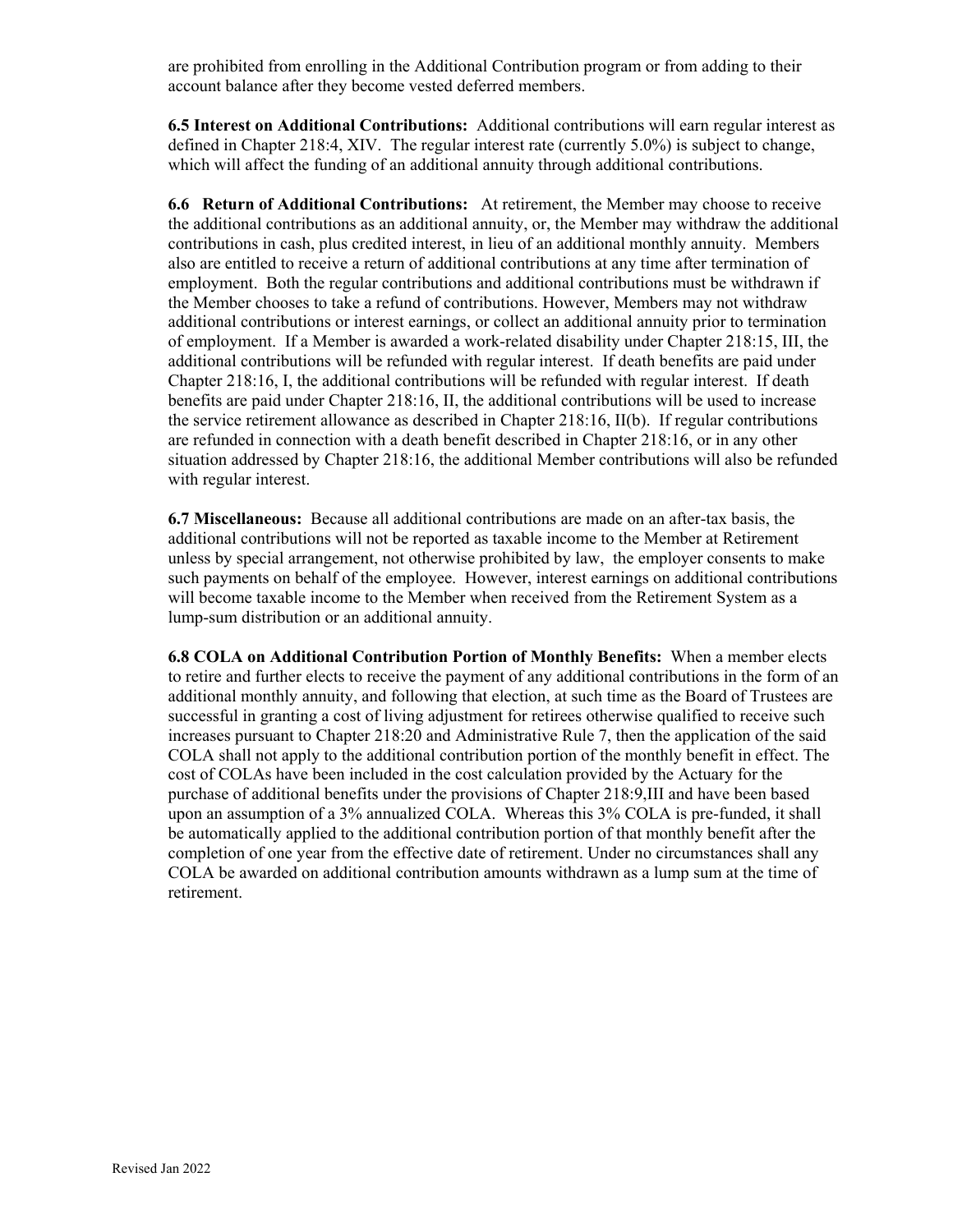are prohibited from enrolling in the Additional Contribution program or from adding to their account balance after they become vested deferred members.

**6.5 Interest on Additional Contributions:** Additional contributions will earn regular interest as defined in Chapter 218:4, XIV. The regular interest rate (currently 5.0%) is subject to change, which will affect the funding of an additional annuity through additional contributions.

**6.6 Return of Additional Contributions:** At retirement, the Member may choose to receive the additional contributions as an additional annuity, or, the Member may withdraw the additional contributions in cash, plus credited interest, in lieu of an additional monthly annuity. Members also are entitled to receive a return of additional contributions at any time after termination of employment. Both the regular contributions and additional contributions must be withdrawn if the Member chooses to take a refund of contributions. However, Members may not withdraw additional contributions or interest earnings, or collect an additional annuity prior to termination of employment. If a Member is awarded a work-related disability under Chapter 218:15, III, the additional contributions will be refunded with regular interest. If death benefits are paid under Chapter 218:16, I, the additional contributions will be refunded with regular interest. If death benefits are paid under Chapter 218:16, II, the additional contributions will be used to increase the service retirement allowance as described in Chapter 218:16, II(b). If regular contributions are refunded in connection with a death benefit described in Chapter 218:16, or in any other situation addressed by Chapter 218:16, the additional Member contributions will also be refunded with regular interest.

**6.7 Miscellaneous:** Because all additional contributions are made on an after-tax basis, the additional contributions will not be reported as taxable income to the Member at Retirement unless by special arrangement, not otherwise prohibited by law, the employer consents to make such payments on behalf of the employee. However, interest earnings on additional contributions will become taxable income to the Member when received from the Retirement System as a lump-sum distribution or an additional annuity.

**6.8 COLA on Additional Contribution Portion of Monthly Benefits:** When a member elects to retire and further elects to receive the payment of any additional contributions in the form of an additional monthly annuity, and following that election, at such time as the Board of Trustees are successful in granting a cost of living adjustment for retirees otherwise qualified to receive such increases pursuant to Chapter 218:20 and Administrative Rule 7, then the application of the said COLA shall not apply to the additional contribution portion of the monthly benefit in effect. The cost of COLAs have been included in the cost calculation provided by the Actuary for the purchase of additional benefits under the provisions of Chapter 218:9,III and have been based upon an assumption of a 3% annualized COLA. Whereas this 3% COLA is pre-funded, it shall be automatically applied to the additional contribution portion of that monthly benefit after the completion of one year from the effective date of retirement. Under no circumstances shall any COLA be awarded on additional contribution amounts withdrawn as a lump sum at the time of retirement.

Revised Jan 2022